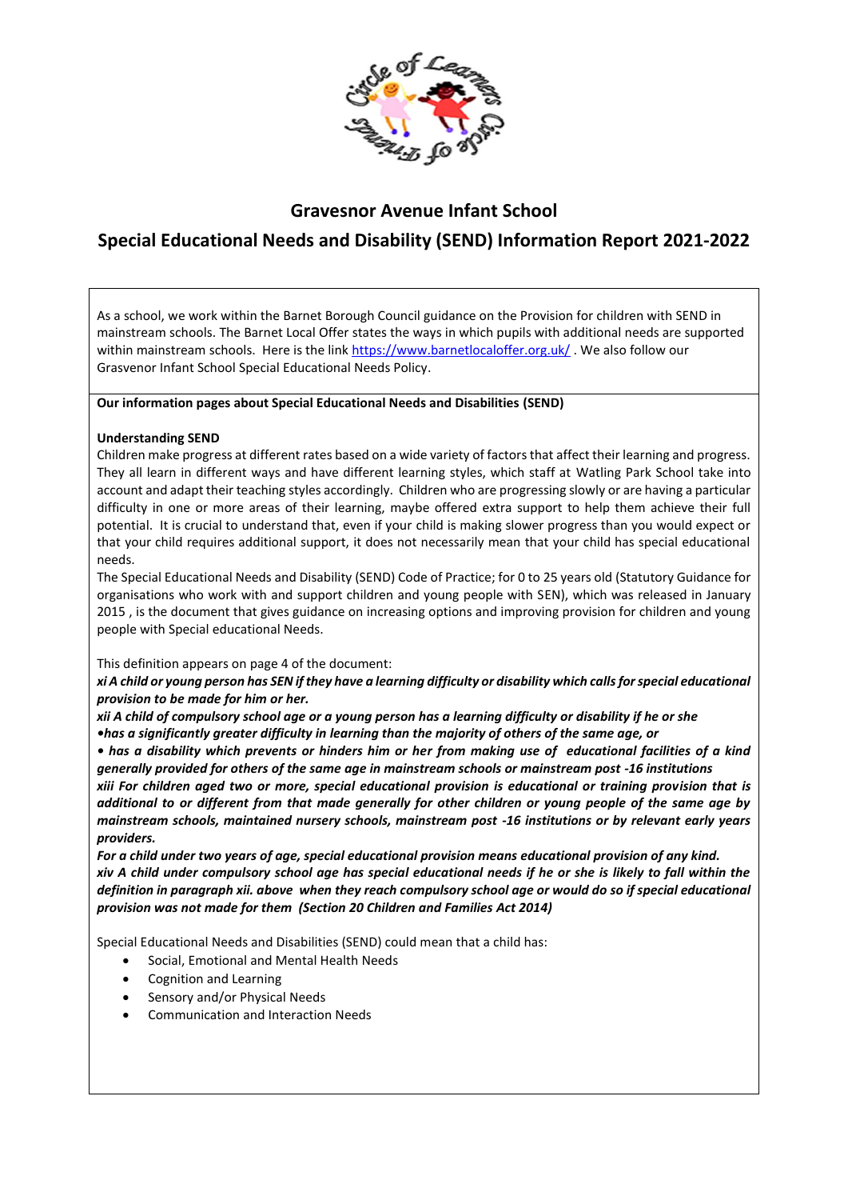# Gravesnor Avenue Infant School

## Special Educational Needs and Disability (SEND) Information Report 2021-2022

As a school, we work within the Barnet Borough Council guidance on the Provision for children with SEND in mainstream schools. The Barnet Local Offer states the ways in which pupils with additional needs are supported within mainstream schools. Here is the link https://www.barnetlocaloffer.org.uk/ . We also follow our Grasvenor Infant School Special Educational Needs Policy.

**Our information pages about Special Educational Needs and Disabilities (SEND)**

**Understanding SEND**

Children make progress at different rates based on a wide variety of factors that affect their learning and progress. They all learn in different ways and have different learning styles, which staff at Watling Park School take into account and adapt their teaching styles accordingly. Children who are progressing slowly or are having a particular difficulty in one or more areas of their learning, maybe offered extra support to help them achieve their full potential. It is crucial to understand that, even if your child is making slower progress than you would expect or that your child requires additional support, it does not necessarily mean that your child has special educational needs.

The Special Educational Needs and Disability (SEND) Code of Practice; for 0 to 25 years old (Statutory Guidance for organisations who work with and support children and young people with SEN), which was released in January 2015 , is the document that gives guidance on increasing options and improving provision for children and young people with Special educational Needs.

This definition appears on page 4 of the document:

***xi A child or young person has SEN if they have a learning difficulty or disability which calls for special educational provision to be made for him or her.***

***xii A child of compulsory school age or a young person has a learning difficulty or disability if he or she***

***•has a significantly greater difficulty in learning than the majority of others of the same age, or***

***• has a disability which prevents or hinders him or her from making use of educational facilities of a kind generally provided for others of the same age in mainstream schools or mainstream post -16 institutions***

***xiii For children aged two or more, special educational provision is educational or training provision that is additional to or different from that made generally for other children or young people of the same age by mainstream schools, maintained nursery schools, mainstream post -16 institutions or by relevant early years providers.***

***For a child under two years of age, special educational provision means educational provision of any kind.***

***xiv A child under compulsory school age has special educational needs if he or she is likely to fall within the definition in paragraph xii. above when they reach compulsory school age or would do so if special educational provision was not made for them (Section 20 Children and Families Act 2014)***

Special Educational Needs and Disabilities (SEND) could mean that a child has:

- Social, Emotional and Mental Health Needs
- Cognition and Learning
- Sensory and/or Physical Needs
- Communication and Interaction Needs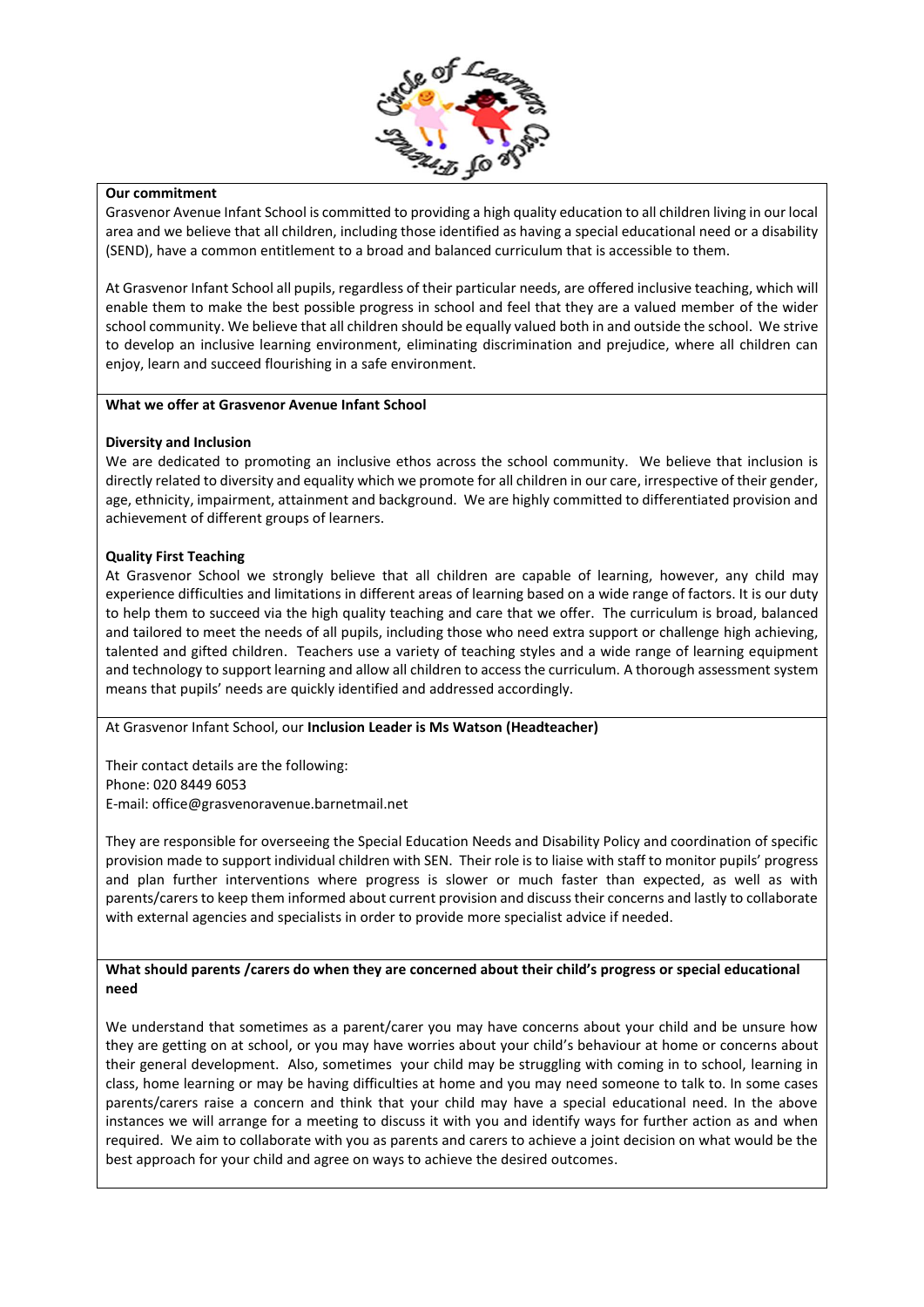**Our commitment**

Grasvenor Avenue Infant School is committed to providing a high quality education to all children living in our local area and we believe that all children, including those identified as having a special educational need or a disability (SEND), have a common entitlement to a broad and balanced curriculum that is accessible to them.

At Grasvenor Infant School all pupils, regardless of their particular needs, are offered inclusive teaching, which will enable them to make the best possible progress in school and feel that they are a valued member of the wider school community. We believe that all children should be equally valued both in and outside the school. We strive to develop an inclusive learning environment, eliminating discrimination and prejudice, where all children can enjoy, learn and succeed flourishing in a safe environment.

**What we offer at Grasvenor Avenue Infant School**

**Diversity and Inclusion**

We are dedicated to promoting an inclusive ethos across the school community. We believe that inclusion is directly related to diversity and equality which we promote for all children in our care, irrespective of their gender, age, ethnicity, impairment, attainment and background. We are highly committed to differentiated provision and achievement of different groups of learners.

**Quality First Teaching**

At Grasvenor School we strongly believe that all children are capable of learning, however, any child may experience difficulties and limitations in different areas of learning based on a wide range of factors. It is our duty to help them to succeed via the high quality teaching and care that we offer. The curriculum is broad, balanced and tailored to meet the needs of all pupils, including those who need extra support or challenge high achieving, talented and gifted children. Teachers use a variety of teaching styles and a wide range of learning equipment and technology to support learning and allow all children to access the curriculum. A thorough assessment system means that pupils' needs are quickly identified and addressed accordingly.

At Grasvenor Infant School, our **Inclusion Leader is Ms Watson (Headteacher)**

Their contact details are the following:
Phone: 020 8449 6053
E-mail: office@grasvenoravenue.barnetmail.net

They are responsible for overseeing the Special Education Needs and Disability Policy and coordination of specific provision made to support individual children with SEN. Their role is to liaise with staff to monitor pupils' progress and plan further interventions where progress is slower or much faster than expected, as well as with parents/carers to keep them informed about current provision and discuss their concerns and lastly to collaborate with external agencies and specialists in order to provide more specialist advice if needed.

**What should parents /carers do when they are concerned about their child's progress or special educational need**

We understand that sometimes as a parent/carer you may have concerns about your child and be unsure how they are getting on at school, or you may have worries about your child's behaviour at home or concerns about their general development. Also, sometimes your child may be struggling with coming in to school, learning in class, home learning or may be having difficulties at home and you may need someone to talk to. In some cases parents/carers raise a concern and think that your child may have a special educational need. In the above instances we will arrange for a meeting to discuss it with you and identify ways for further action as and when required. We aim to collaborate with you as parents and carers to achieve a joint decision on what would be the best approach for your child and agree on ways to achieve the desired outcomes.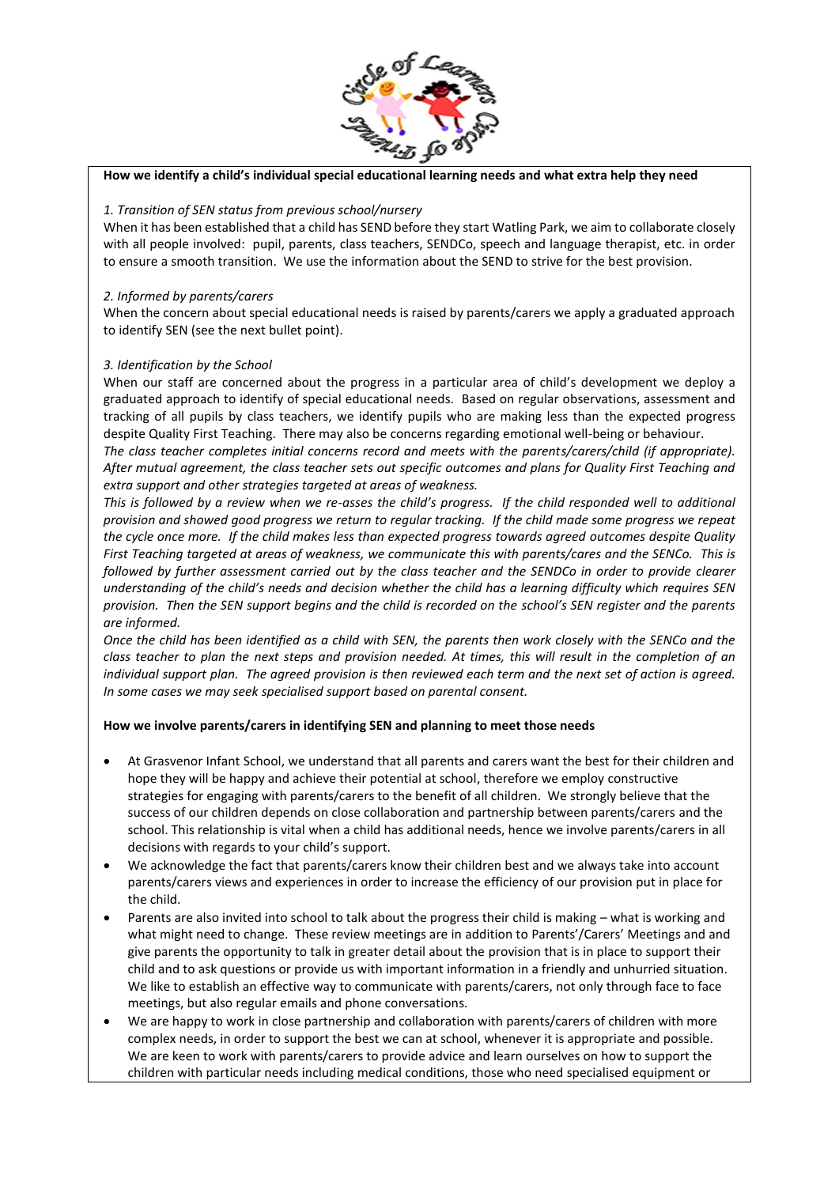**How we identify a child's individual special educational learning needs and what extra help they need**

*1. Transition of SEN status from previous school/nursery*

When it has been established that a child has SEND before they start Watling Park, we aim to collaborate closely with all people involved: pupil, parents, class teachers, SENDCo, speech and language therapist, etc. in order to ensure a smooth transition. We use the information about the SEND to strive for the best provision.

*2. Informed by parents/carers*

When the concern about special educational needs is raised by parents/carers we apply a graduated approach to identify SEN (see the next bullet point).

*3. Identification by the School*

When our staff are concerned about the progress in a particular area of child's development we deploy a graduated approach to identify of special educational needs. Based on regular observations, assessment and tracking of all pupils by class teachers, we identify pupils who are making less than the expected progress despite Quality First Teaching. There may also be concerns regarding emotional well-being or behaviour.

*The class teacher completes initial concerns record and meets with the parents/carers/child (if appropriate). After mutual agreement, the class teacher sets out specific outcomes and plans for Quality First Teaching and extra support and other strategies targeted at areas of weakness.*

*This is followed by a review when we re-asses the child's progress. If the child responded well to additional provision and showed good progress we return to regular tracking. If the child made some progress we repeat the cycle once more. If the child makes less than expected progress towards agreed outcomes despite Quality First Teaching targeted at areas of weakness, we communicate this with parents/cares and the SENCo. This is followed by further assessment carried out by the class teacher and the SENDCo in order to provide clearer understanding of the child's needs and decision whether the child has a learning difficulty which requires SEN provision. Then the SEN support begins and the child is recorded on the school's SEN register and the parents are informed.*

*Once the child has been identified as a child with SEN, the parents then work closely with the SENCo and the class teacher to plan the next steps and provision needed. At times, this will result in the completion of an individual support plan. The agreed provision is then reviewed each term and the next set of action is agreed. In some cases we may seek specialised support based on parental consent.*

**How we involve parents/carers in identifying SEN and planning to meet those needs**

- At Grasvenor Infant School, we understand that all parents and carers want the best for their children and hope they will be happy and achieve their potential at school, therefore we employ constructive strategies for engaging with parents/carers to the benefit of all children. We strongly believe that the success of our children depends on close collaboration and partnership between parents/carers and the school. This relationship is vital when a child has additional needs, hence we involve parents/carers in all decisions with regards to your child's support.
- We acknowledge the fact that parents/carers know their children best and we always take into account parents/carers views and experiences in order to increase the efficiency of our provision put in place for the child.
- Parents are also invited into school to talk about the progress their child is making – what is working and what might need to change. These review meetings are in addition to Parents'/Carers' Meetings and and give parents the opportunity to talk in greater detail about the provision that is in place to support their child and to ask questions or provide us with important information in a friendly and unhurried situation. We like to establish an effective way to communicate with parents/carers, not only through face to face meetings, but also regular emails and phone conversations.
- We are happy to work in close partnership and collaboration with parents/carers of children with more complex needs, in order to support the best we can at school, whenever it is appropriate and possible. We are keen to work with parents/carers to provide advice and learn ourselves on how to support the children with particular needs including medical conditions, those who need specialised equipment or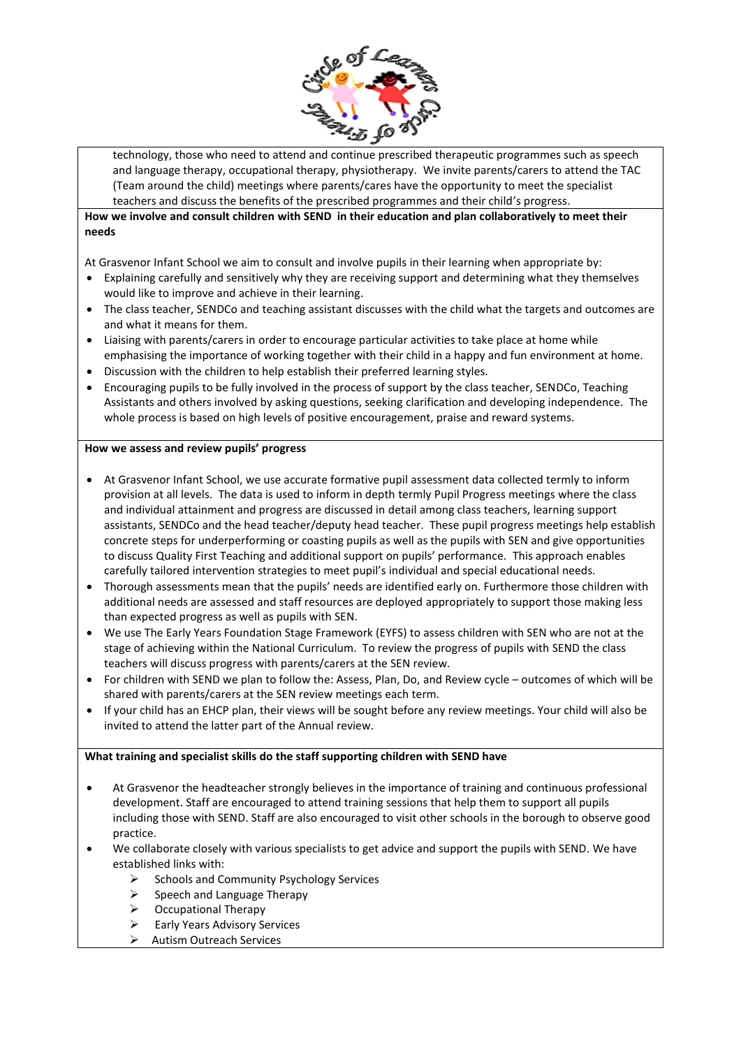technology, those who need to attend and continue prescribed therapeutic programmes such as speech and language therapy, occupational therapy, physiotherapy. We invite parents/carers to attend the TAC (Team around the child) meetings where parents/cares have the opportunity to meet the specialist teachers and discuss the benefits of the prescribed programmes and their child's progress.

**How we involve and consult children with SEND in their education and plan collaboratively to meet their needs**

At Grasvenor Infant School we aim to consult and involve pupils in their learning when appropriate by:

- Explaining carefully and sensitively why they are receiving support and determining what they themselves would like to improve and achieve in their learning.
- The class teacher, SENDCo and teaching assistant discusses with the child what the targets and outcomes are and what it means for them.
- Liaising with parents/carers in order to encourage particular activities to take place at home while emphasising the importance of working together with their child in a happy and fun environment at home.
- Discussion with the children to help establish their preferred learning styles.
- Encouraging pupils to be fully involved in the process of support by the class teacher, SENDCo, Teaching Assistants and others involved by asking questions, seeking clarification and developing independence. The whole process is based on high levels of positive encouragement, praise and reward systems.

**How we assess and review pupils' progress**

- At Grasvenor Infant School, we use accurate formative pupil assessment data collected termly to inform provision at all levels. The data is used to inform in depth termly Pupil Progress meetings where the class and individual attainment and progress are discussed in detail among class teachers, learning support assistants, SENDCo and the head teacher/deputy head teacher. These pupil progress meetings help establish concrete steps for underperforming or coasting pupils as well as the pupils with SEN and give opportunities to discuss Quality First Teaching and additional support on pupils' performance. This approach enables carefully tailored intervention strategies to meet pupil's individual and special educational needs.
- Thorough assessments mean that the pupils' needs are identified early on. Furthermore those children with additional needs are assessed and staff resources are deployed appropriately to support those making less than expected progress as well as pupils with SEN.
- We use The Early Years Foundation Stage Framework (EYFS) to assess children with SEN who are not at the stage of achieving within the National Curriculum. To review the progress of pupils with SEND the class teachers will discuss progress with parents/carers at the SEN review.
- For children with SEND we plan to follow the: Assess, Plan, Do, and Review cycle – outcomes of which will be shared with parents/carers at the SEN review meetings each term.
- If your child has an EHCP plan, their views will be sought before any review meetings. Your child will also be invited to attend the latter part of the Annual review.

**What training and specialist skills do the staff supporting children with SEND have**

- At Grasvenor the headteacher strongly believes in the importance of training and continuous professional development. Staff are encouraged to attend training sessions that help them to support all pupils including those with SEND. Staff are also encouraged to visit other schools in the borough to observe good practice.
- We collaborate closely with various specialists to get advice and support the pupils with SEND. We have established links with:
  - Schools and Community Psychology Services
  - Speech and Language Therapy
  - Occupational Therapy
  - Early Years Advisory Services
  - Autism Outreach Services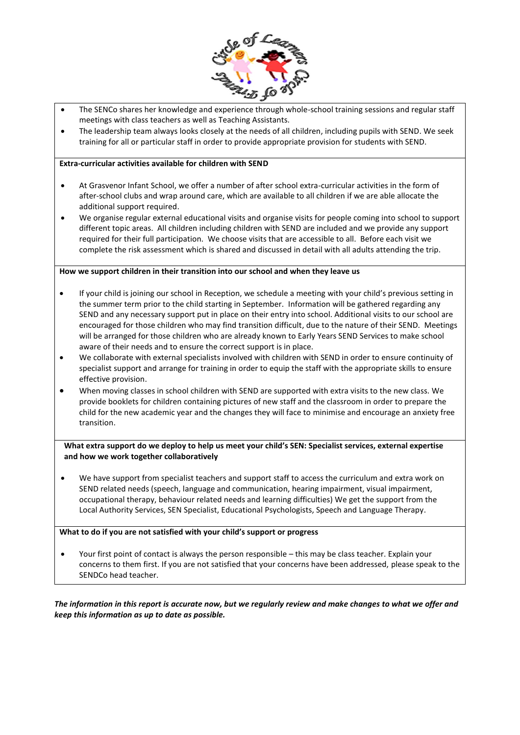- The SENCo shares her knowledge and experience through whole-school training sessions and regular staff meetings with class teachers as well as Teaching Assistants.
- The leadership team always looks closely at the needs of all children, including pupils with SEND. We seek training for all or particular staff in order to provide appropriate provision for students with SEND.

**Extra-curricular activities available for children with SEND**

- At Grasvenor Infant School, we offer a number of after school extra-curricular activities in the form of after-school clubs and wrap around care, which are available to all children if we are able allocate the additional support required.
- We organise regular external educational visits and organise visits for people coming into school to support different topic areas. All children including children with SEND are included and we provide any support required for their full participation. We choose visits that are accessible to all. Before each visit we complete the risk assessment which is shared and discussed in detail with all adults attending the trip.

**How we support children in their transition into our school and when they leave us**

- If your child is joining our school in Reception, we schedule a meeting with your child's previous setting in the summer term prior to the child starting in September. Information will be gathered regarding any SEND and any necessary support put in place on their entry into school. Additional visits to our school are encouraged for those children who may find transition difficult, due to the nature of their SEND. Meetings will be arranged for those children who are already known to Early Years SEND Services to make school aware of their needs and to ensure the correct support is in place.
- We collaborate with external specialists involved with children with SEND in order to ensure continuity of specialist support and arrange for training in order to equip the staff with the appropriate skills to ensure effective provision.
- When moving classes in school children with SEND are supported with extra visits to the new class. We provide booklets for children containing pictures of new staff and the classroom in order to prepare the child for the new academic year and the changes they will face to minimise and encourage an anxiety free transition.

**What extra support do we deploy to help us meet your child's SEN: Specialist services, external expertise and how we work together collaboratively**

- We have support from specialist teachers and support staff to access the curriculum and extra work on SEND related needs (speech, language and communication, hearing impairment, visual impairment, occupational therapy, behaviour related needs and learning difficulties) We get the support from the Local Authority Services, SEN Specialist, Educational Psychologists, Speech and Language Therapy.

**What to do if you are not satisfied with your child's support or progress**

- Your first point of contact is always the person responsible – this may be class teacher. Explain your concerns to them first. If you are not satisfied that your concerns have been addressed, please speak to the SENDCo head teacher.

***The information in this report is accurate now, but we regularly review and make changes to what we offer and keep this information as up to date as possible.***